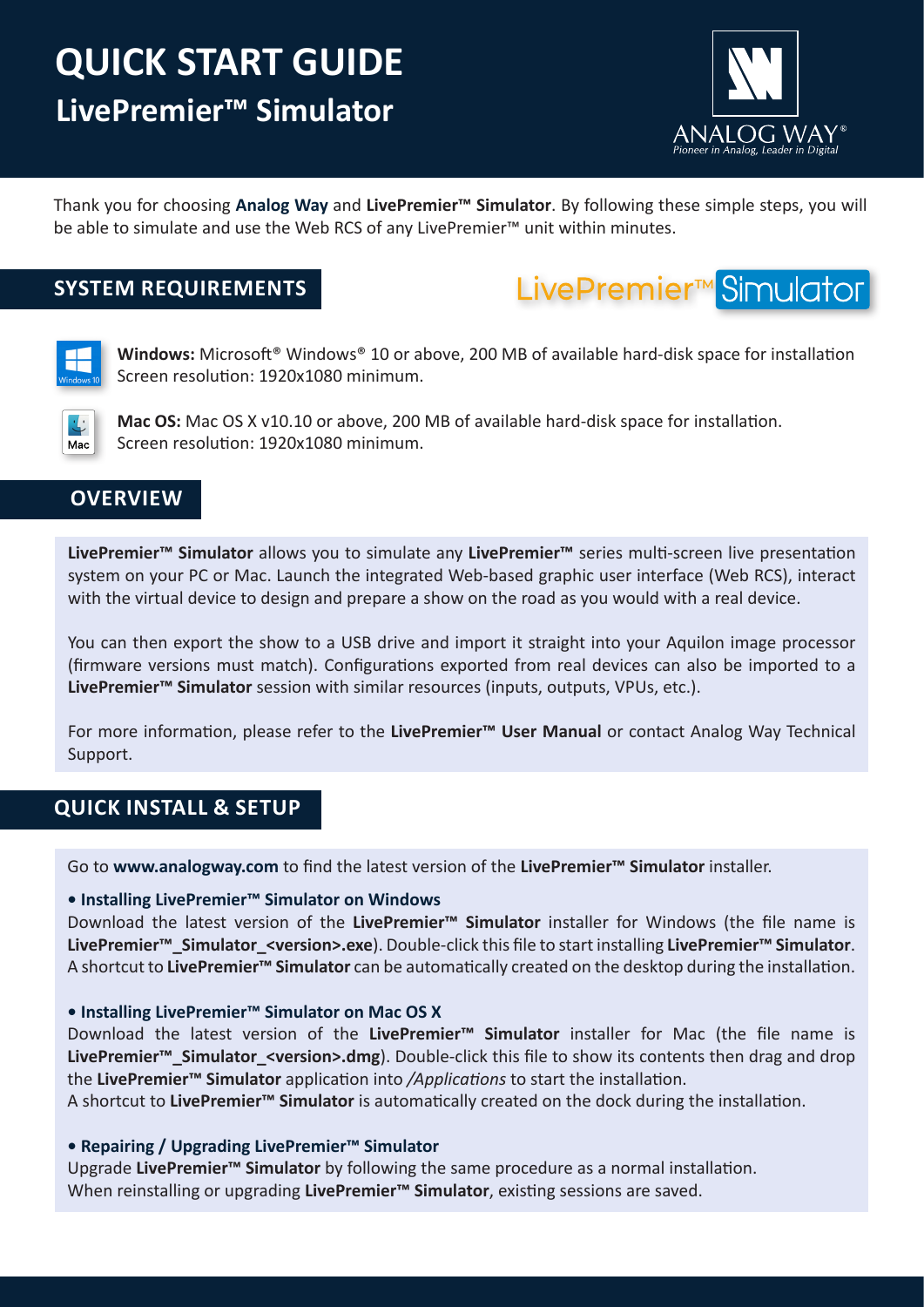# QUICK START GUIDE

## LivePremier™ Simulator

Thank you for choosing **Analog Way** and **LivePremier™ Simulator**. By following these simple steps, you will be able to simulate and use the Web RCS of any LivePremier™ unit within minutes.

## SYSTEM REQUIREMENTS

**Windows:** Microsoft® Windows® 10 or above, 200 MB of available hard-disk space for installation
Screen resolution: 1920x1080 minimum.

**Mac OS:** Mac OS X v10.10 or above, 200 MB of available hard-disk space for installation.
Screen resolution: 1920x1080 minimum.

## OVERVIEW

**LivePremier™ Simulator** allows you to simulate any **LivePremier™** series multi-screen live presentation system on your PC or Mac. Launch the integrated Web-based graphic user interface (Web RCS), interact with the virtual device to design and prepare a show on the road as you would with a real device.

You can then export the show to a USB drive and import it straight into your Aquilon image processor (firmware versions must match). Configurations exported from real devices can also be imported to a **LivePremier™ Simulator** session with similar resources (inputs, outputs, VPUs, etc.).

For more information, please refer to the **LivePremier™ User Manual** or contact Analog Way Technical Support.

## QUICK INSTALL & SETUP

Go to **www.analogway.com** to find the latest version of the **LivePremier™ Simulator** installer.

**• Installing LivePremier™ Simulator on Windows**

Download the latest version of the **LivePremier™ Simulator** installer for Windows (the file name is **LivePremier™_Simulator_<version>.exe**). Double-click this file to start installing **LivePremier™ Simulator**. A shortcut to **LivePremier™ Simulator** can be automatically created on the desktop during the installation.

**• Installing LivePremier™ Simulator on Mac OS X**

Download the latest version of the **LivePremier™ Simulator** installer for Mac (the file name is **LivePremier™_Simulator_<version>.dmg**). Double-click this file to show its contents then drag and drop the **LivePremier™ Simulator** application into */Applications* to start the installation.
A shortcut to **LivePremier™ Simulator** is automatically created on the dock during the installation.

**• Repairing / Upgrading LivePremier™ Simulator**

Upgrade **LivePremier™ Simulator** by following the same procedure as a normal installation.
When reinstalling or upgrading **LivePremier™ Simulator**, existing sessions are saved.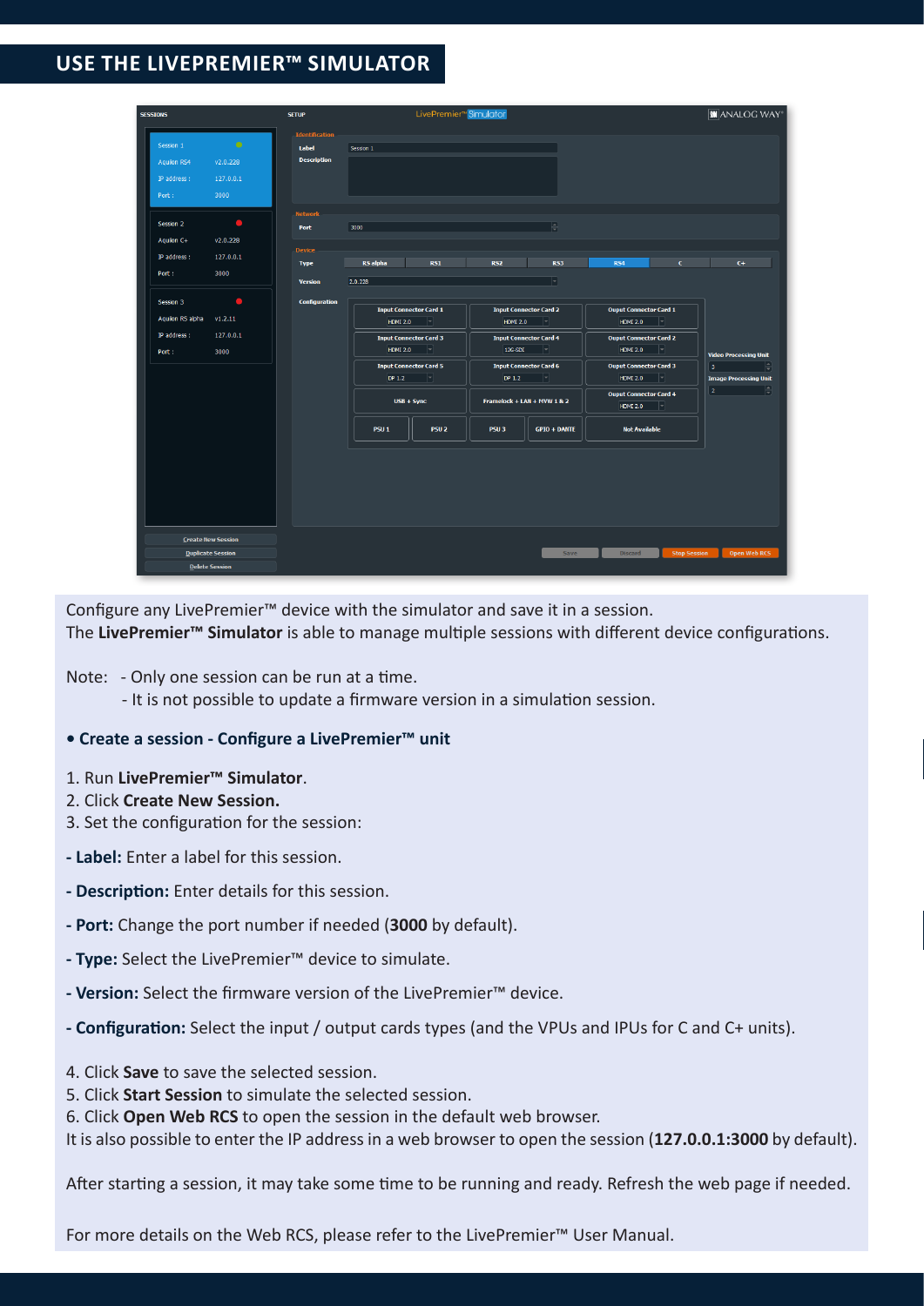## USE THE LIVEPREMIER™ SIMULATOR

Configure any LivePremier™ device with the simulator and save it in a session.
The **LivePremier™ Simulator** is able to manage multiple sessions with different device configurations.

Note: - Only one session can be run at a time.
- It is not possible to update a firmware version in a simulation session.

**• Create a session - Configure a LivePremier™ unit**

1. Run **LivePremier™ Simulator**.
2. Click **Create New Session.**
3. Set the configuration for the session:

**- Label:** Enter a label for this session.

**- Description:** Enter details for this session.

**- Port:** Change the port number if needed (**3000** by default).

**- Type:** Select the LivePremier™ device to simulate.

**- Version:** Select the firmware version of the LivePremier™ device.

**- Configuration:** Select the input / output cards types (and the VPUs and IPUs for C and C+ units).

4. Click **Save** to save the selected session.
5. Click **Start Session** to simulate the selected session.
6. Click **Open Web RCS** to open the session in the default web browser.

It is also possible to enter the IP address in a web browser to open the session (**127.0.0.1:3000** by default).

After starting a session, it may take some time to be running and ready. Refresh the web page if needed.

For more details on the Web RCS, please refer to the LivePremier™ User Manual.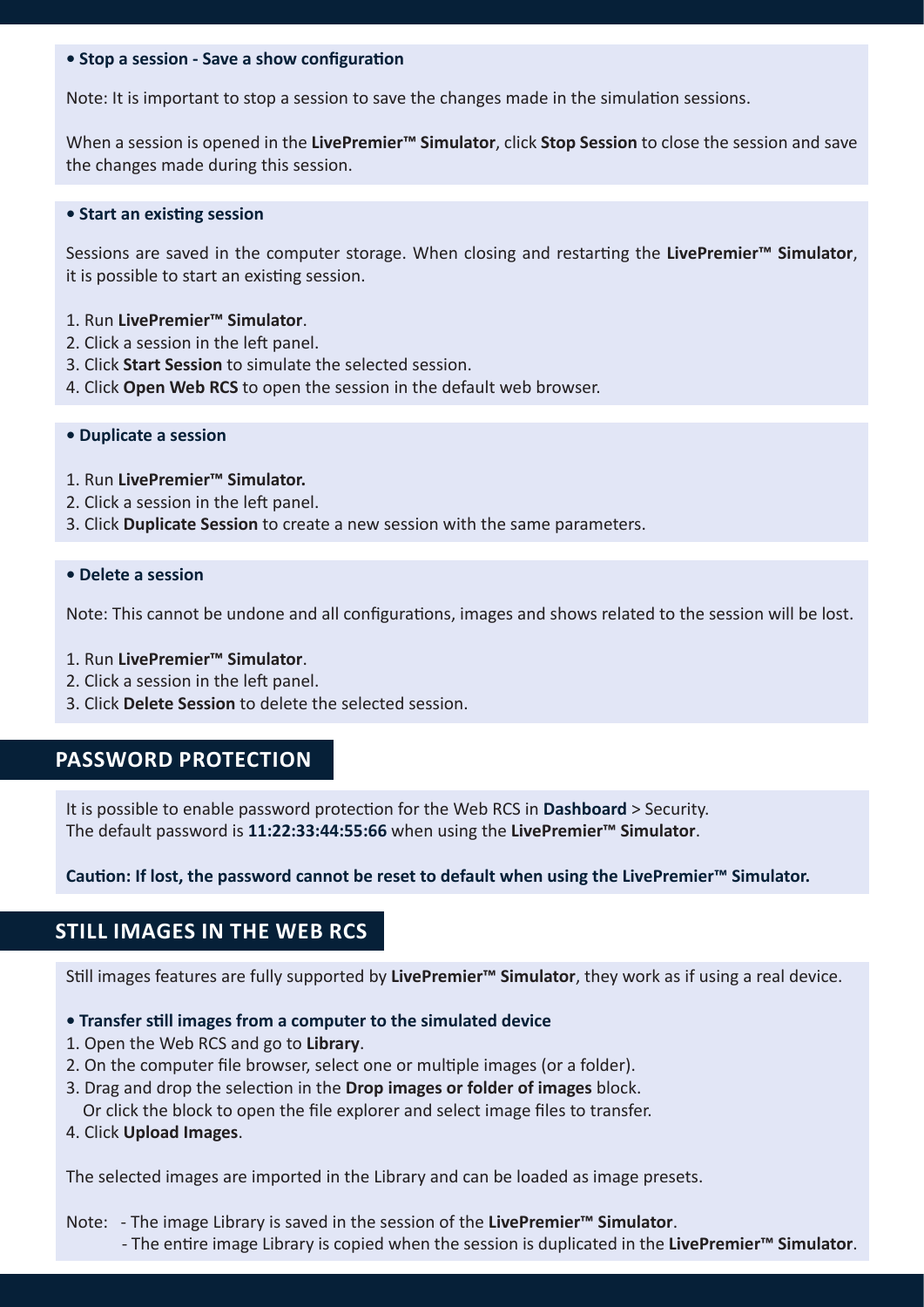**• Stop a session - Save a show configuration**

Note: It is important to stop a session to save the changes made in the simulation sessions.

When a session is opened in the **LivePremier™ Simulator**, click **Stop Session** to close the session and save the changes made during this session.

**• Start an existing session**

Sessions are saved in the computer storage. When closing and restarting the **LivePremier™ Simulator**, it is possible to start an existing session.

1. Run **LivePremier™ Simulator**.
2. Click a session in the left panel.
3. Click **Start Session** to simulate the selected session.
4. Click **Open Web RCS** to open the session in the default web browser.

**• Duplicate a session**

1. Run **LivePremier™ Simulator.**
2. Click a session in the left panel.
3. Click **Duplicate Session** to create a new session with the same parameters.

**• Delete a session**

Note: This cannot be undone and all configurations, images and shows related to the session will be lost.

1. Run **LivePremier™ Simulator**.
2. Click a session in the left panel.
3. Click **Delete Session** to delete the selected session.

## PASSWORD PROTECTION

It is possible to enable password protection for the Web RCS in **Dashboard** > Security.
The default password is **11:22:33:44:55:66** when using the **LivePremier™ Simulator**.

**Caution: If lost, the password cannot be reset to default when using the LivePremier™ Simulator.**

## STILL IMAGES IN THE WEB RCS

Still images features are fully supported by **LivePremier™ Simulator**, they work as if using a real device.

**• Transfer still images from a computer to the simulated device**

1. Open the Web RCS and go to **Library**.
2. On the computer file browser, select one or multiple images (or a folder).
3. Drag and drop the selection in the **Drop images or folder of images** block.
   Or click the block to open the file explorer and select image files to transfer.
4. Click **Upload Images**.

The selected images are imported in the Library and can be loaded as image presets.

Note: - The image Library is saved in the session of the **LivePremier™ Simulator**.
- The entire image Library is copied when the session is duplicated in the **LivePremier™ Simulator**.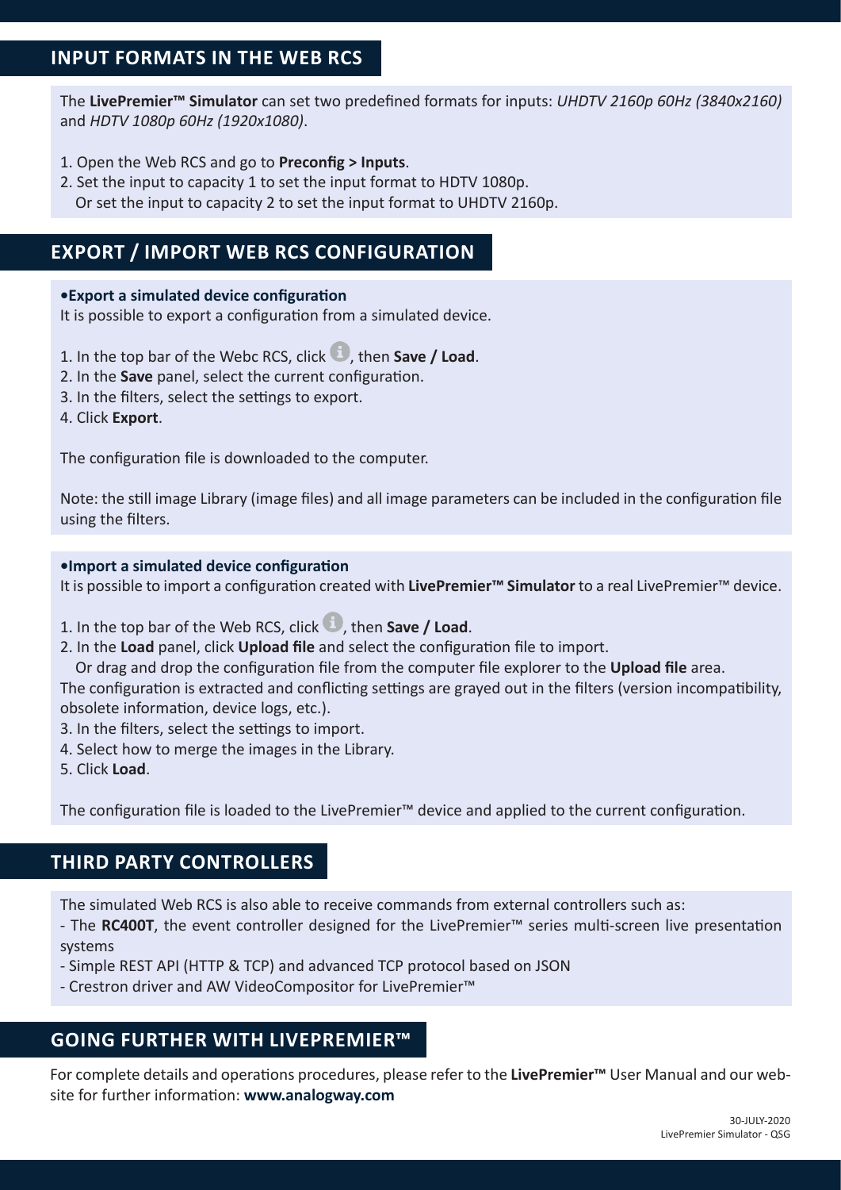## INPUT FORMATS IN THE WEB RCS

The **LivePremier™ Simulator** can set two predefined formats for inputs: *UHDTV 2160p 60Hz (3840x2160)* and *HDTV 1080p 60Hz (1920x1080)*.

1. Open the Web RCS and go to **Preconfig > Inputs**.
2. Set the input to capacity 1 to set the input format to HDTV 1080p.
   Or set the input to capacity 2 to set the input format to UHDTV 2160p.

## EXPORT / IMPORT WEB RCS CONFIGURATION

**•Export a simulated device configuration**
It is possible to export a configuration from a simulated device.

1. In the top bar of the Webc RCS, click ⓘ, then **Save / Load**.
2. In the **Save** panel, select the current configuration.
3. In the filters, select the settings to export.
4. Click **Export**.

The configuration file is downloaded to the computer.

Note: the still image Library (image files) and all image parameters can be included in the configuration file using the filters.

**•Import a simulated device configuration**
It is possible to import a configuration created with **LivePremier™ Simulator** to a real LivePremier™ device.

1. In the top bar of the Web RCS, click ⓘ, then **Save / Load**.
2. In the **Load** panel, click **Upload file** and select the configuration file to import.
   Or drag and drop the configuration file from the computer file explorer to the **Upload file** area.
   The configuration is extracted and conflicting settings are grayed out in the filters (version incompatibility, obsolete information, device logs, etc.).
3. In the filters, select the settings to import.
4. Select how to merge the images in the Library.
5. Click **Load**.

The configuration file is loaded to the LivePremier™ device and applied to the current configuration.

## THIRD PARTY CONTROLLERS

The simulated Web RCS is also able to receive commands from external controllers such as:
- The **RC400T**, the event controller designed for the LivePremier™ series multi-screen live presentation systems
- Simple REST API (HTTP & TCP) and advanced TCP protocol based on JSON
- Crestron driver and AW VideoCompositor for LivePremier™

## GOING FURTHER WITH LIVEPREMIER™

For complete details and operations procedures, please refer to the **LivePremier™** User Manual and our website for further information: **www.analogway.com**

30-JULY-2020
LivePremier Simulator - QSG